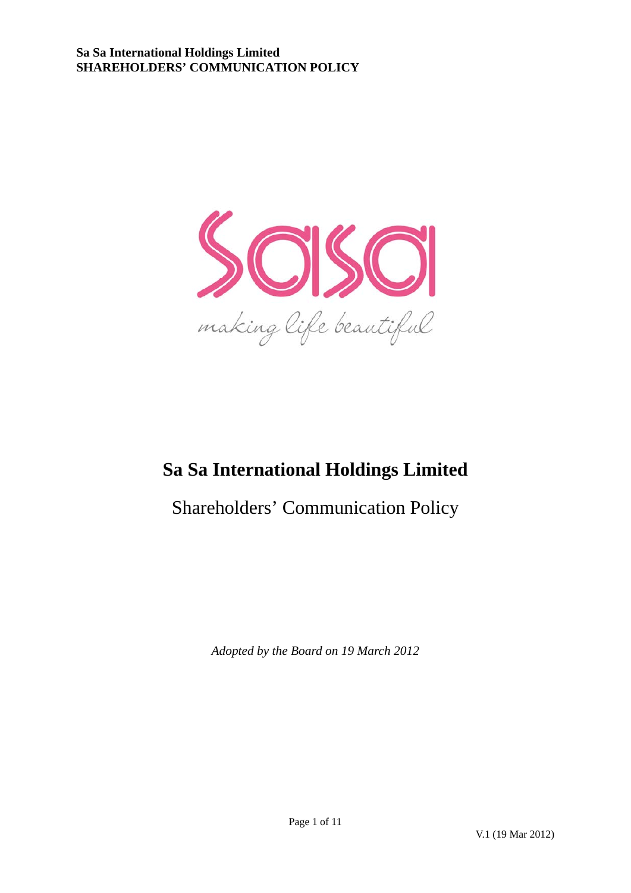# Sa Sa International Holdings Limited

## Shareholders' Communication Policy

*Adopted by the Board on 19 March 2012*

V.1 (19 Mar 2012)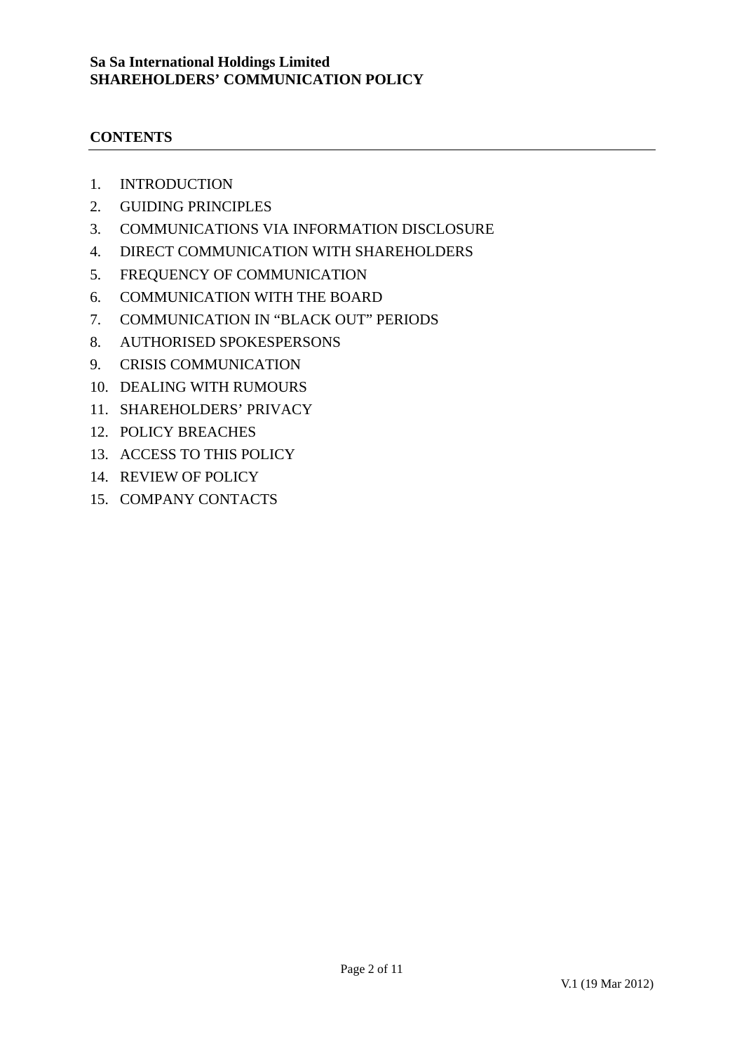**Sa Sa International Holdings Limited**
**SHAREHOLDERS' COMMUNICATION POLICY**

## CONTENTS

1. INTRODUCTION
2. GUIDING PRINCIPLES
3. COMMUNICATIONS VIA INFORMATION DISCLOSURE
4. DIRECT COMMUNICATION WITH SHAREHOLDERS
5. FREQUENCY OF COMMUNICATION
6. COMMUNICATION WITH THE BOARD
7. COMMUNICATION IN "BLACK OUT" PERIODS
8. AUTHORISED SPOKESPERSONS
9. CRISIS COMMUNICATION
10. DEALING WITH RUMOURS
11. SHAREHOLDERS' PRIVACY
12. POLICY BREACHES
13. ACCESS TO THIS POLICY
14. REVIEW OF POLICY
15. COMPANY CONTACTS

V.1 (19 Mar 2012)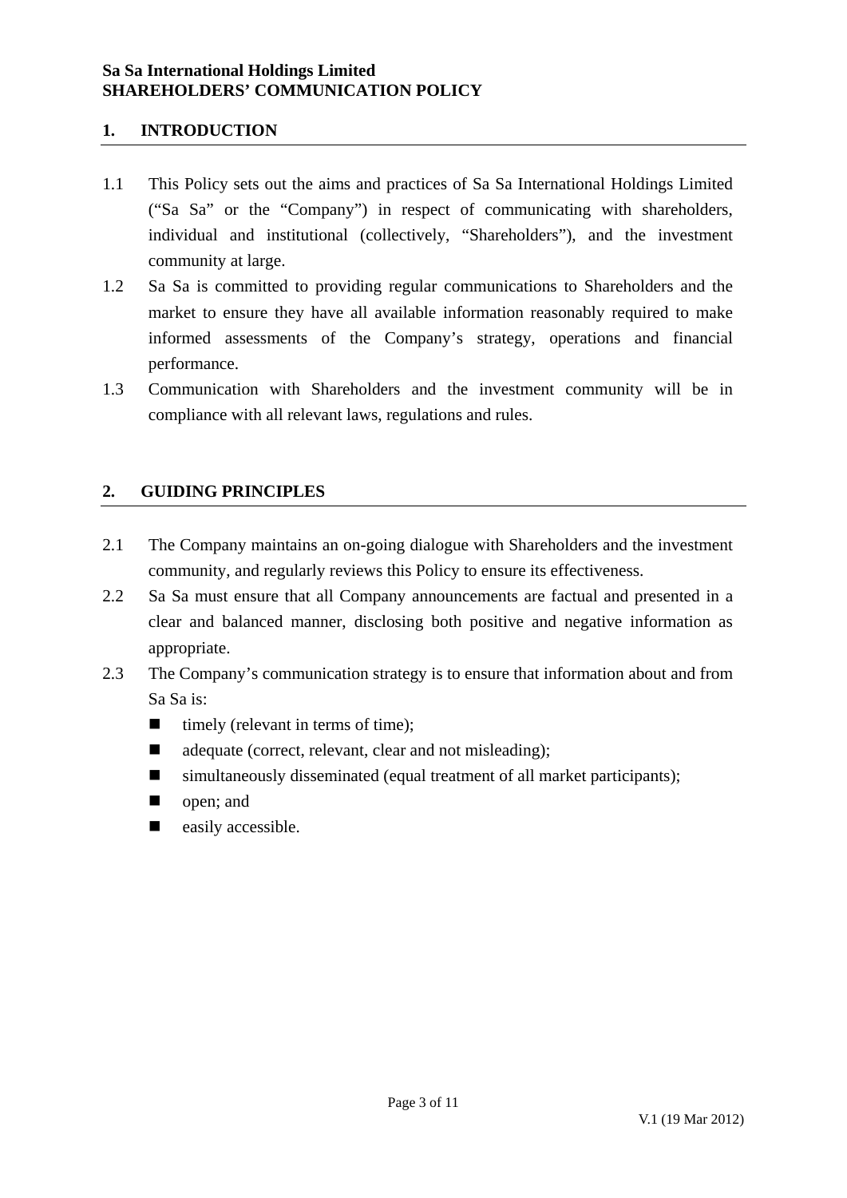**Sa Sa International Holdings Limited**
**SHAREHOLDERS' COMMUNICATION POLICY**

## 1. INTRODUCTION

1.1 This Policy sets out the aims and practices of Sa Sa International Holdings Limited ("Sa Sa" or the "Company") in respect of communicating with shareholders, individual and institutional (collectively, "Shareholders"), and the investment community at large.

1.2 Sa Sa is committed to providing regular communications to Shareholders and the market to ensure they have all available information reasonably required to make informed assessments of the Company's strategy, operations and financial performance.

1.3 Communication with Shareholders and the investment community will be in compliance with all relevant laws, regulations and rules.

## 2. GUIDING PRINCIPLES

2.1 The Company maintains an on-going dialogue with Shareholders and the investment community, and regularly reviews this Policy to ensure its effectiveness.

2.2 Sa Sa must ensure that all Company announcements are factual and presented in a clear and balanced manner, disclosing both positive and negative information as appropriate.

2.3 The Company's communication strategy is to ensure that information about and from Sa Sa is:

- timely (relevant in terms of time);
- adequate (correct, relevant, clear and not misleading);
- simultaneously disseminated (equal treatment of all market participants);
- open; and
- easily accessible.

V.1 (19 Mar 2012)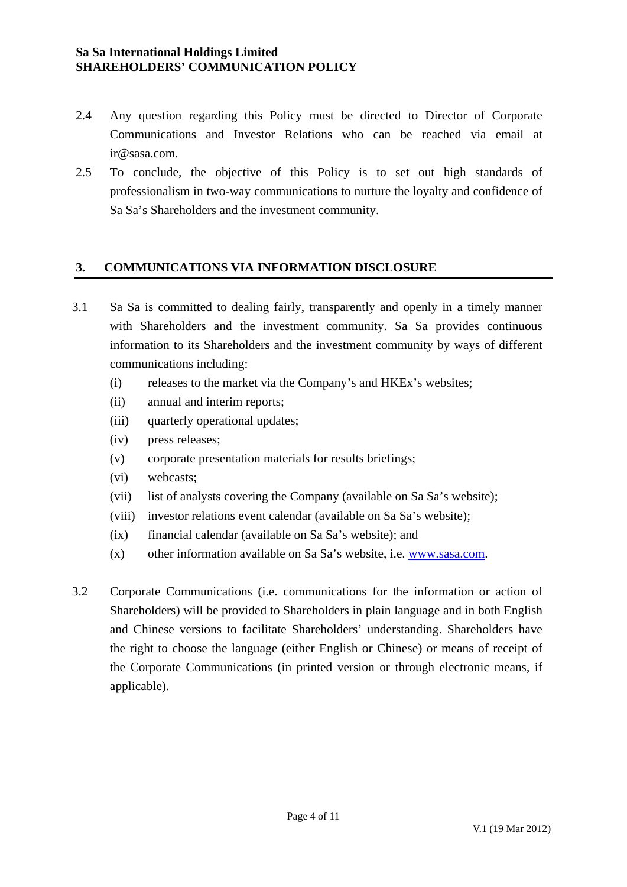2.4 Any question regarding this Policy must be directed to Director of Corporate Communications and Investor Relations who can be reached via email at ir@sasa.com.

2.5 To conclude, the objective of this Policy is to set out high standards of professionalism in two-way communications to nurture the loyalty and confidence of Sa Sa's Shareholders and the investment community.

## 3. COMMUNICATIONS VIA INFORMATION DISCLOSURE

3.1 Sa Sa is committed to dealing fairly, transparently and openly in a timely manner with Shareholders and the investment community. Sa Sa provides continuous information to its Shareholders and the investment community by ways of different communications including:

- (i) releases to the market via the Company's and HKEx's websites;
- (ii) annual and interim reports;
- (iii) quarterly operational updates;
- (iv) press releases;
- (v) corporate presentation materials for results briefings;
- (vi) webcasts;
- (vii) list of analysts covering the Company (available on Sa Sa's website);
- (viii) investor relations event calendar (available on Sa Sa's website);
- (ix) financial calendar (available on Sa Sa's website); and
- (x) other information available on Sa Sa's website, i.e. [www.sasa.com](http://www.sasa.com).

3.2 Corporate Communications (i.e. communications for the information or action of Shareholders) will be provided to Shareholders in plain language and in both English and Chinese versions to facilitate Shareholders' understanding. Shareholders have the right to choose the language (either English or Chinese) or means of receipt of the Corporate Communications (in printed version or through electronic means, if applicable).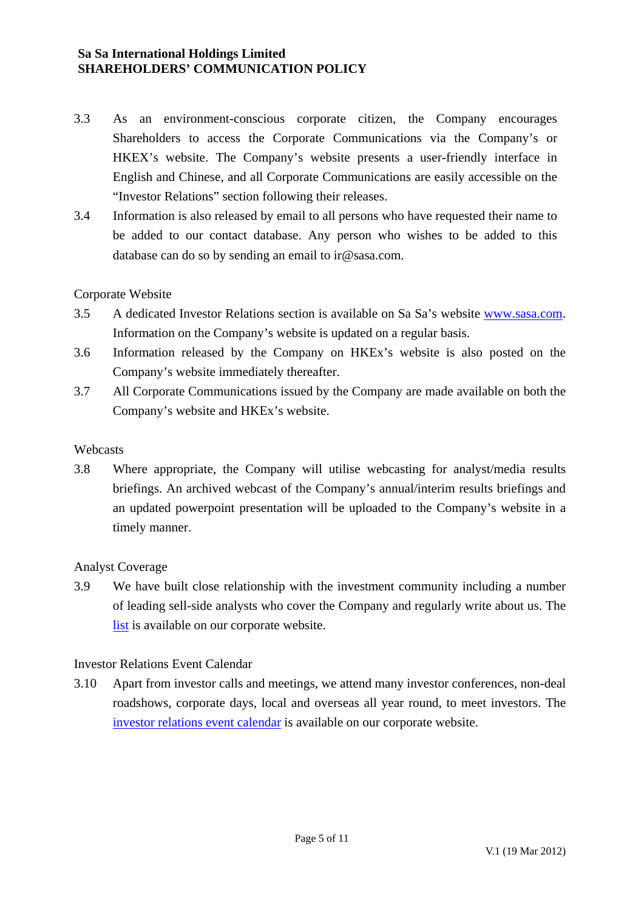3.3 As an environment-conscious corporate citizen, the Company encourages Shareholders to access the Corporate Communications via the Company's or HKEX's website. The Company's website presents a user-friendly interface in English and Chinese, and all Corporate Communications are easily accessible on the "Investor Relations" section following their releases.

3.4 Information is also released by email to all persons who have requested their name to be added to our contact database. Any person who wishes to be added to this database can do so by sending an email to ir@sasa.com.

Corporate Website

3.5 A dedicated Investor Relations section is available on Sa Sa's website www.sasa.com. Information on the Company's website is updated on a regular basis.

3.6 Information released by the Company on HKEx's website is also posted on the Company's website immediately thereafter.

3.7 All Corporate Communications issued by the Company are made available on both the Company's website and HKEx's website.

Webcasts

3.8 Where appropriate, the Company will utilise webcasting for analyst/media results briefings. An archived webcast of the Company's annual/interim results briefings and an updated powerpoint presentation will be uploaded to the Company's website in a timely manner.

Analyst Coverage

3.9 We have built close relationship with the investment community including a number of leading sell-side analysts who cover the Company and regularly write about us. The list is available on our corporate website.

Investor Relations Event Calendar

3.10 Apart from investor calls and meetings, we attend many investor conferences, non-deal roadshows, corporate days, local and overseas all year round, to meet investors. The investor relations event calendar is available on our corporate website.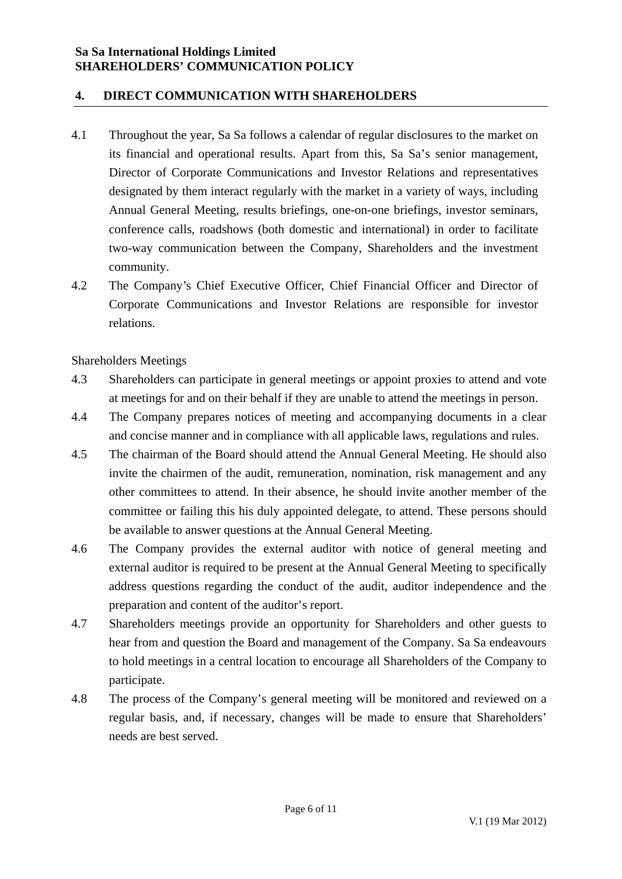## 4. DIRECT COMMUNICATION WITH SHAREHOLDERS

4.1 Throughout the year, Sa Sa follows a calendar of regular disclosures to the market on its financial and operational results. Apart from this, Sa Sa's senior management, Director of Corporate Communications and Investor Relations and representatives designated by them interact regularly with the market in a variety of ways, including Annual General Meeting, results briefings, one-on-one briefings, investor seminars, conference calls, roadshows (both domestic and international) in order to facilitate two-way communication between the Company, Shareholders and the investment community.

4.2 The Company's Chief Executive Officer, Chief Financial Officer and Director of Corporate Communications and Investor Relations are responsible for investor relations.

Shareholders Meetings

4.3 Shareholders can participate in general meetings or appoint proxies to attend and vote at meetings for and on their behalf if they are unable to attend the meetings in person.

4.4 The Company prepares notices of meeting and accompanying documents in a clear and concise manner and in compliance with all applicable laws, regulations and rules.

4.5 The chairman of the Board should attend the Annual General Meeting. He should also invite the chairmen of the audit, remuneration, nomination, risk management and any other committees to attend. In their absence, he should invite another member of the committee or failing this his duly appointed delegate, to attend. These persons should be available to answer questions at the Annual General Meeting.

4.6 The Company provides the external auditor with notice of general meeting and external auditor is required to be present at the Annual General Meeting to specifically address questions regarding the conduct of the audit, auditor independence and the preparation and content of the auditor's report.

4.7 Shareholders meetings provide an opportunity for Shareholders and other guests to hear from and question the Board and management of the Company. Sa Sa endeavours to hold meetings in a central location to encourage all Shareholders of the Company to participate.

4.8 The process of the Company's general meeting will be monitored and reviewed on a regular basis, and, if necessary, changes will be made to ensure that Shareholders' needs are best served.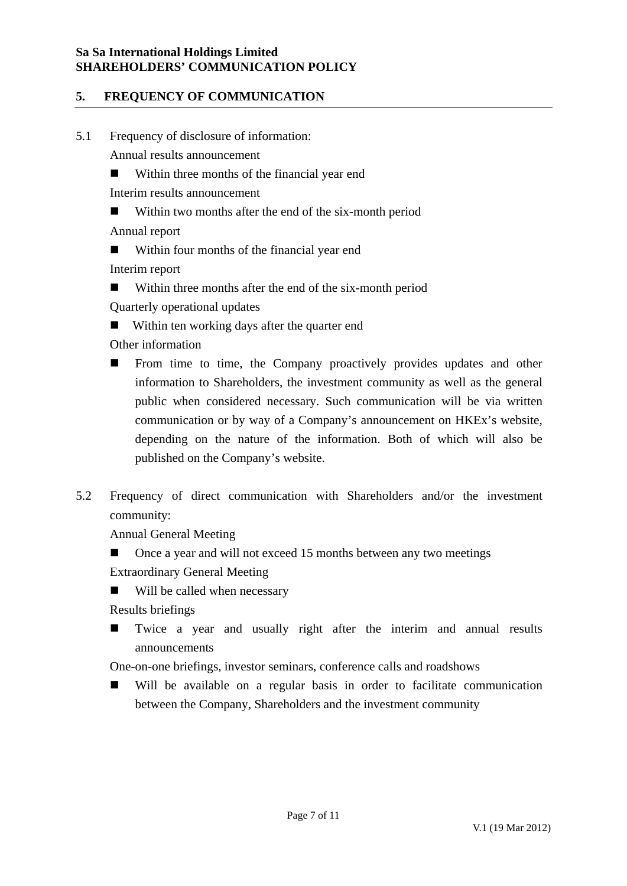## 5. FREQUENCY OF COMMUNICATION

5.1 Frequency of disclosure of information:

Annual results announcement

- Within three months of the financial year end

Interim results announcement

- Within two months after the end of the six-month period

Annual report

- Within four months of the financial year end

Interim report

- Within three months after the end of the six-month period

Quarterly operational updates

- Within ten working days after the quarter end

Other information

- From time to time, the Company proactively provides updates and other information to Shareholders, the investment community as well as the general public when considered necessary. Such communication will be via written communication or by way of a Company's announcement on HKEx's website, depending on the nature of the information. Both of which will also be published on the Company's website.

5.2 Frequency of direct communication with Shareholders and/or the investment community:

Annual General Meeting

- Once a year and will not exceed 15 months between any two meetings

Extraordinary General Meeting

- Will be called when necessary

Results briefings

- Twice a year and usually right after the interim and annual results announcements

One-on-one briefings, investor seminars, conference calls and roadshows

- Will be available on a regular basis in order to facilitate communication between the Company, Shareholders and the investment community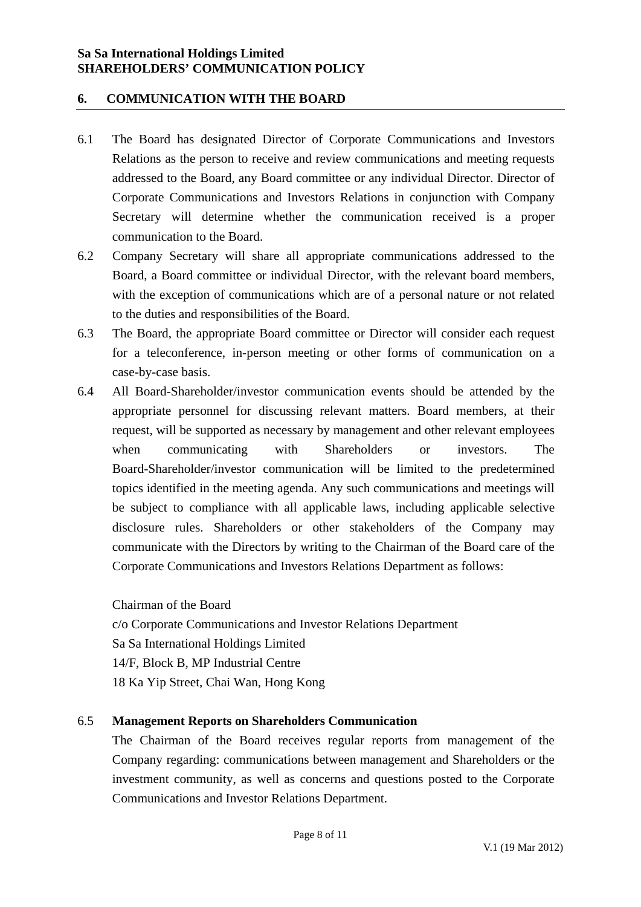## 6. COMMUNICATION WITH THE BOARD

6.1 The Board has designated Director of Corporate Communications and Investors Relations as the person to receive and review communications and meeting requests addressed to the Board, any Board committee or any individual Director. Director of Corporate Communications and Investors Relations in conjunction with Company Secretary will determine whether the communication received is a proper communication to the Board.

6.2 Company Secretary will share all appropriate communications addressed to the Board, a Board committee or individual Director, with the relevant board members, with the exception of communications which are of a personal nature or not related to the duties and responsibilities of the Board.

6.3 The Board, the appropriate Board committee or Director will consider each request for a teleconference, in-person meeting or other forms of communication on a case-by-case basis.

6.4 All Board-Shareholder/investor communication events should be attended by the appropriate personnel for discussing relevant matters. Board members, at their request, will be supported as necessary by management and other relevant employees when communicating with Shareholders or investors. The Board-Shareholder/investor communication will be limited to the predetermined topics identified in the meeting agenda. Any such communications and meetings will be subject to compliance with all applicable laws, including applicable selective disclosure rules. Shareholders or other stakeholders of the Company may communicate with the Directors by writing to the Chairman of the Board care of the Corporate Communications and Investors Relations Department as follows:

Chairman of the Board
c/o Corporate Communications and Investor Relations Department
Sa Sa International Holdings Limited
14/F, Block B, MP Industrial Centre
18 Ka Yip Street, Chai Wan, Hong Kong

6.5 **Management Reports on Shareholders Communication**

The Chairman of the Board receives regular reports from management of the Company regarding: communications between management and Shareholders or the investment community, as well as concerns and questions posted to the Corporate Communications and Investor Relations Department.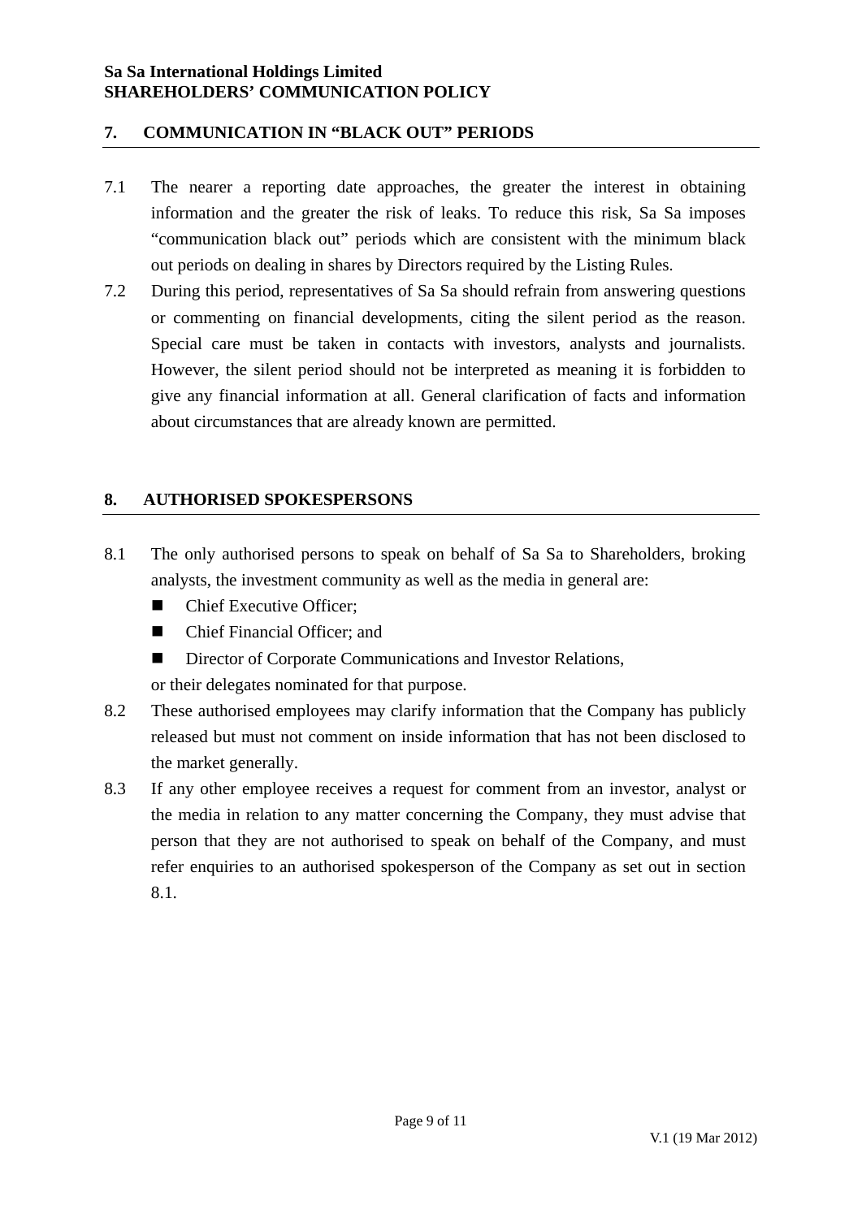## 7. COMMUNICATION IN "BLACK OUT" PERIODS

7.1 The nearer a reporting date approaches, the greater the interest in obtaining information and the greater the risk of leaks. To reduce this risk, Sa Sa imposes "communication black out" periods which are consistent with the minimum black out periods on dealing in shares by Directors required by the Listing Rules.

7.2 During this period, representatives of Sa Sa should refrain from answering questions or commenting on financial developments, citing the silent period as the reason. Special care must be taken in contacts with investors, analysts and journalists. However, the silent period should not be interpreted as meaning it is forbidden to give any financial information at all. General clarification of facts and information about circumstances that are already known are permitted.

## 8. AUTHORISED SPOKESPERSONS

8.1 The only authorised persons to speak on behalf of Sa Sa to Shareholders, broking analysts, the investment community as well as the media in general are:

- Chief Executive Officer;
- Chief Financial Officer; and
- Director of Corporate Communications and Investor Relations,

or their delegates nominated for that purpose.

8.2 These authorised employees may clarify information that the Company has publicly released but must not comment on inside information that has not been disclosed to the market generally.

8.3 If any other employee receives a request for comment from an investor, analyst or the media in relation to any matter concerning the Company, they must advise that person that they are not authorised to speak on behalf of the Company, and must refer enquiries to an authorised spokesperson of the Company as set out in section 8.1.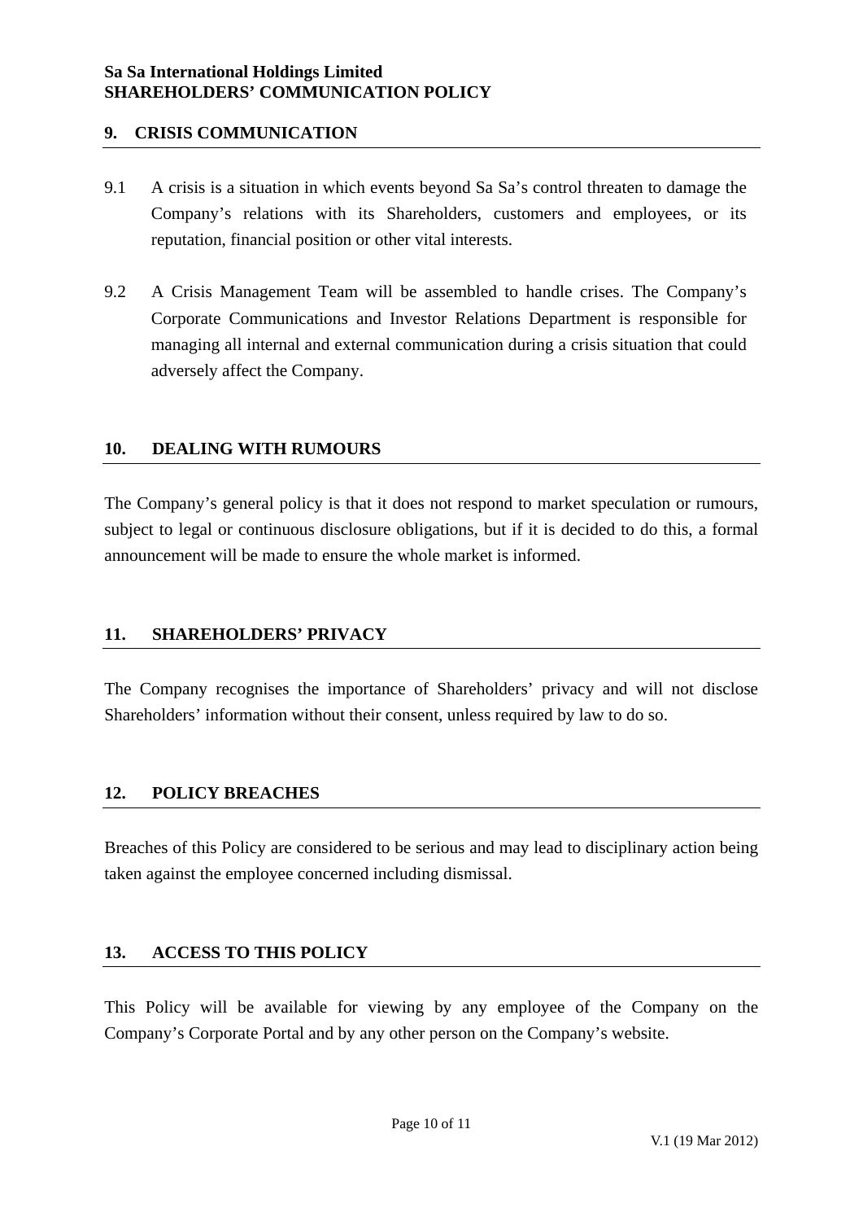## 9. CRISIS COMMUNICATION

9.1 A crisis is a situation in which events beyond Sa Sa's control threaten to damage the Company's relations with its Shareholders, customers and employees, or its reputation, financial position or other vital interests.

9.2 A Crisis Management Team will be assembled to handle crises. The Company's Corporate Communications and Investor Relations Department is responsible for managing all internal and external communication during a crisis situation that could adversely affect the Company.

## 10. DEALING WITH RUMOURS

The Company's general policy is that it does not respond to market speculation or rumours, subject to legal or continuous disclosure obligations, but if it is decided to do this, a formal announcement will be made to ensure the whole market is informed.

## 11. SHAREHOLDERS' PRIVACY

The Company recognises the importance of Shareholders' privacy and will not disclose Shareholders' information without their consent, unless required by law to do so.

## 12. POLICY BREACHES

Breaches of this Policy are considered to be serious and may lead to disciplinary action being taken against the employee concerned including dismissal.

## 13. ACCESS TO THIS POLICY

This Policy will be available for viewing by any employee of the Company on the Company's Corporate Portal and by any other person on the Company's website.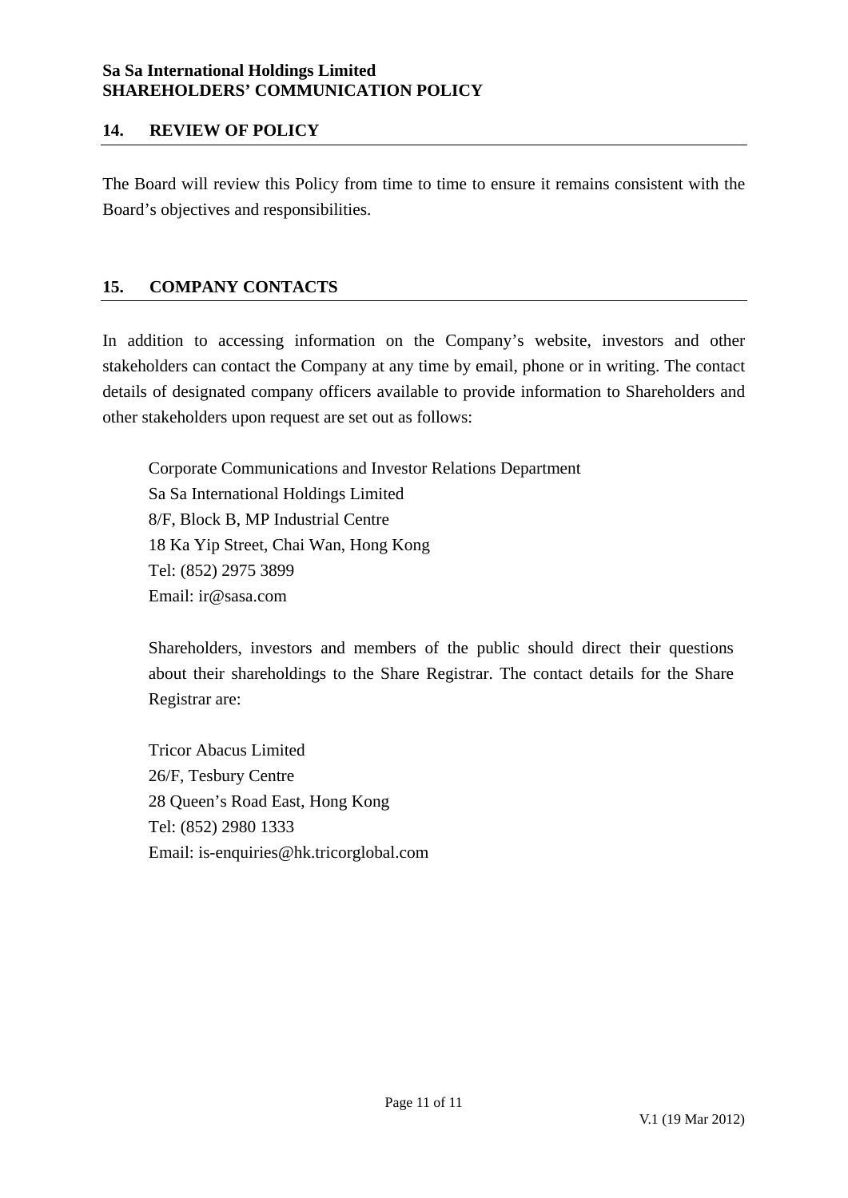## 14. REVIEW OF POLICY

The Board will review this Policy from time to time to ensure it remains consistent with the Board's objectives and responsibilities.

## 15. COMPANY CONTACTS

In addition to accessing information on the Company's website, investors and other stakeholders can contact the Company at any time by email, phone or in writing. The contact details of designated company officers available to provide information to Shareholders and other stakeholders upon request are set out as follows:

Corporate Communications and Investor Relations Department
Sa Sa International Holdings Limited
8/F, Block B, MP Industrial Centre
18 Ka Yip Street, Chai Wan, Hong Kong
Tel: (852) 2975 3899
Email: ir@sasa.com

Shareholders, investors and members of the public should direct their questions about their shareholdings to the Share Registrar. The contact details for the Share Registrar are:

Tricor Abacus Limited
26/F, Tesbury Centre
28 Queen's Road East, Hong Kong
Tel: (852) 2980 1333
Email: is-enquiries@hk.tricorglobal.com